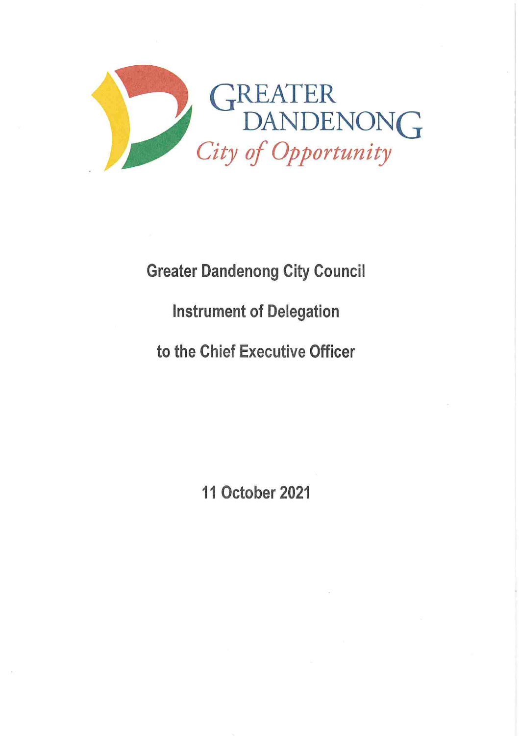GREATER DANDENONG

*City of Opportunity*

# Greater Dandenong City Council

# Instrument of Delegation

# to the Chief Executive Officer

**11 October 2021**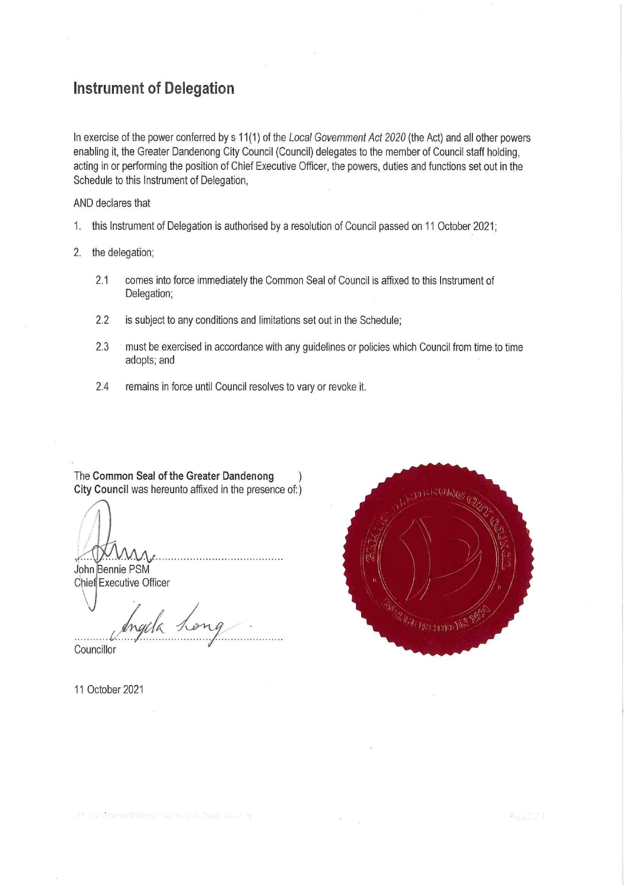## Instrument of Delegation

In exercise of the power conferred by s 11(1) of the *Local Government Act 2020* (the Act) and all other powers enabling it, the Greater Dandenong City Council (Council) delegates to the member of Council staff holding, acting in or performing the position of Chief Executive Officer, the powers, duties and functions set out in the Schedule to this Instrument of Delegation,

AND declares that

1. this Instrument of Delegation is authorised by a resolution of Council passed on 11 October 2021;

2. the delegation;

   2.1 comes into force immediately the Common Seal of Council is affixed to this Instrument of Delegation;

   2.2 is subject to any conditions and limitations set out in the Schedule;

   2.3 must be exercised in accordance with any guidelines or policies which Council from time to time adopts; and

   2.4 remains in force until Council resolves to vary or revoke it.

The **Common Seal of the Greater Dandenong City Council** was hereunto affixed in the presence of: )

..........................................................
John Bennie PSM
Chief Executive Officer

..........................................................
Councillor

11 October 2021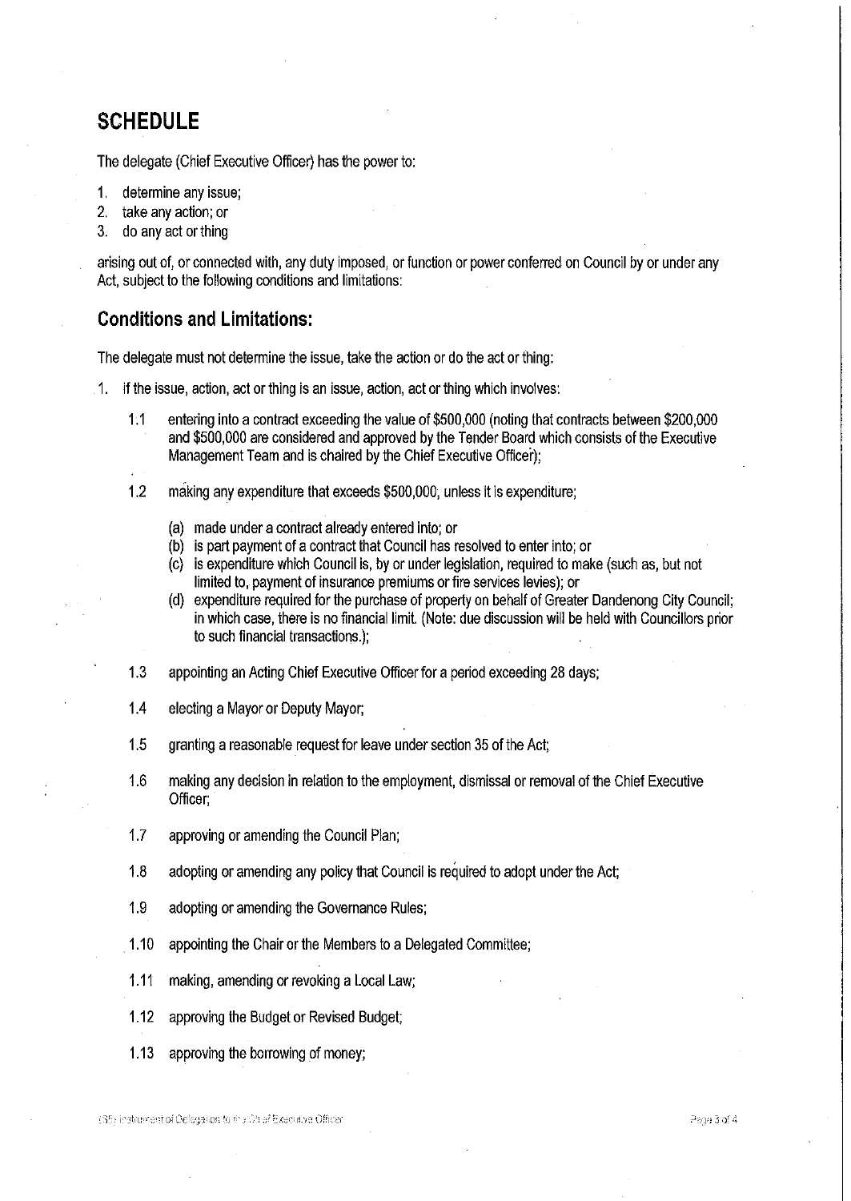## SCHEDULE

The delegate (Chief Executive Officer) has the power to:

1. determine any issue;
2. take any action; or
3. do any act or thing

arising out of, or connected with, any duty imposed, or function or power conferred on Council by or under any Act, subject to the following conditions and limitations:

### Conditions and Limitations:

The delegate must not determine the issue, take the action or do the act or thing:

1. if the issue, action, act or thing is an issue, action, act or thing which involves:

   1.1 entering into a contract exceeding the value of $500,000 (noting that contracts between $200,000 and $500,000 are considered and approved by the Tender Board which consists of the Executive Management Team and is chaired by the Chief Executive Officer);

   1.2 making any expenditure that exceeds $500,000, unless it is expenditure;

   (a) made under a contract already entered into; or
   (b) is part payment of a contract that Council has resolved to enter into; or
   (c) is expenditure which Council is, by or under legislation, required to make (such as, but not limited to, payment of insurance premiums or fire services levies); or
   (d) expenditure required for the purchase of property on behalf of Greater Dandenong City Council; in which case, there is no financial limit. (Note: due discussion will be held with Councillors prior to such financial transactions.);

   1.3 appointing an Acting Chief Executive Officer for a period exceeding 28 days;

   1.4 electing a Mayor or Deputy Mayor;

   1.5 granting a reasonable request for leave under section 35 of the Act;

   1.6 making any decision in relation to the employment, dismissal or removal of the Chief Executive Officer;

   1.7 approving or amending the Council Plan;

   1.8 adopting or amending any policy that Council is required to adopt under the Act;

   1.9 adopting or amending the Governance Rules;

   1.10 appointing the Chair or the Members to a Delegated Committee;

   1.11 making, amending or revoking a Local Law;

   1.12 approving the Budget or Revised Budget;

   1.13 approving the borrowing of money;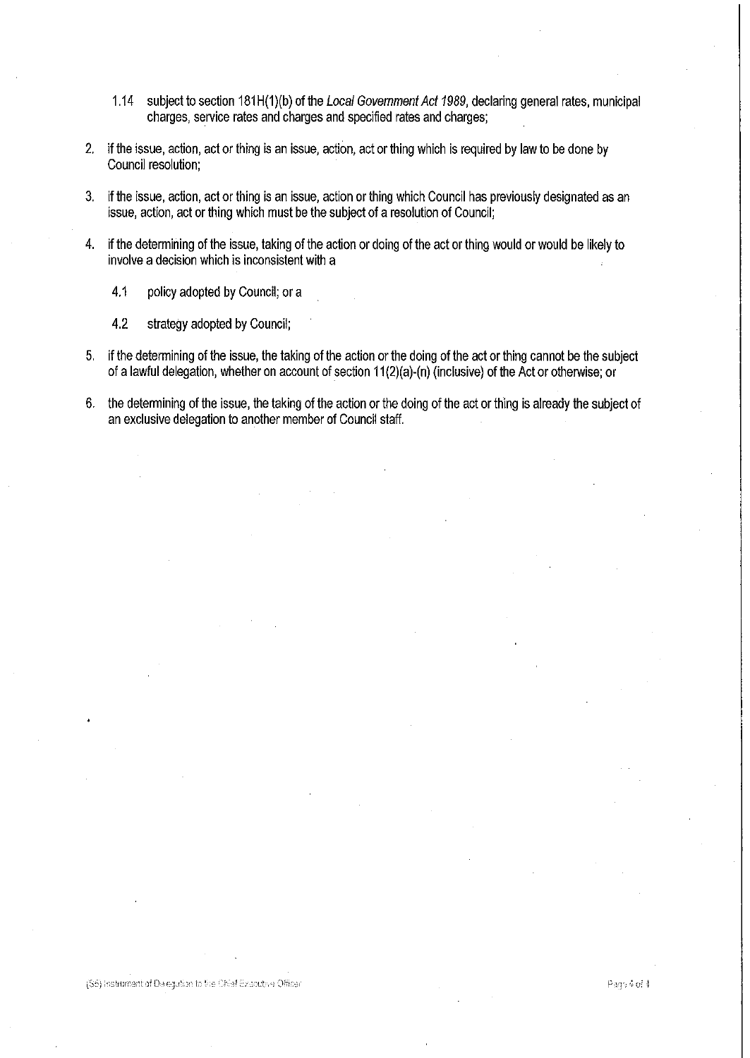1.14 subject to section 181H(1)(b) of the *Local Government Act 1989*, declaring general rates, municipal charges, service rates and charges and specified rates and charges;

2. if the issue, action, act or thing is an issue, action, act or thing which is required by law to be done by Council resolution;

3. if the issue, action, act or thing is an issue, action or thing which Council has previously designated as an issue, action, act or thing which must be the subject of a resolution of Council;

4. if the determining of the issue, taking of the action or doing of the act or thing would or would be likely to involve a decision which is inconsistent with a

   4.1 policy adopted by Council; or a

   4.2 strategy adopted by Council;

5. if the determining of the issue, the taking of the action or the doing of the act or thing cannot be the subject of a lawful delegation, whether on account of section 11(2)(a)-(n) (inclusive) of the Act or otherwise; or

6. the determining of the issue, the taking of the action or the doing of the act or thing is already the subject of an exclusive delegation to another member of Council staff.